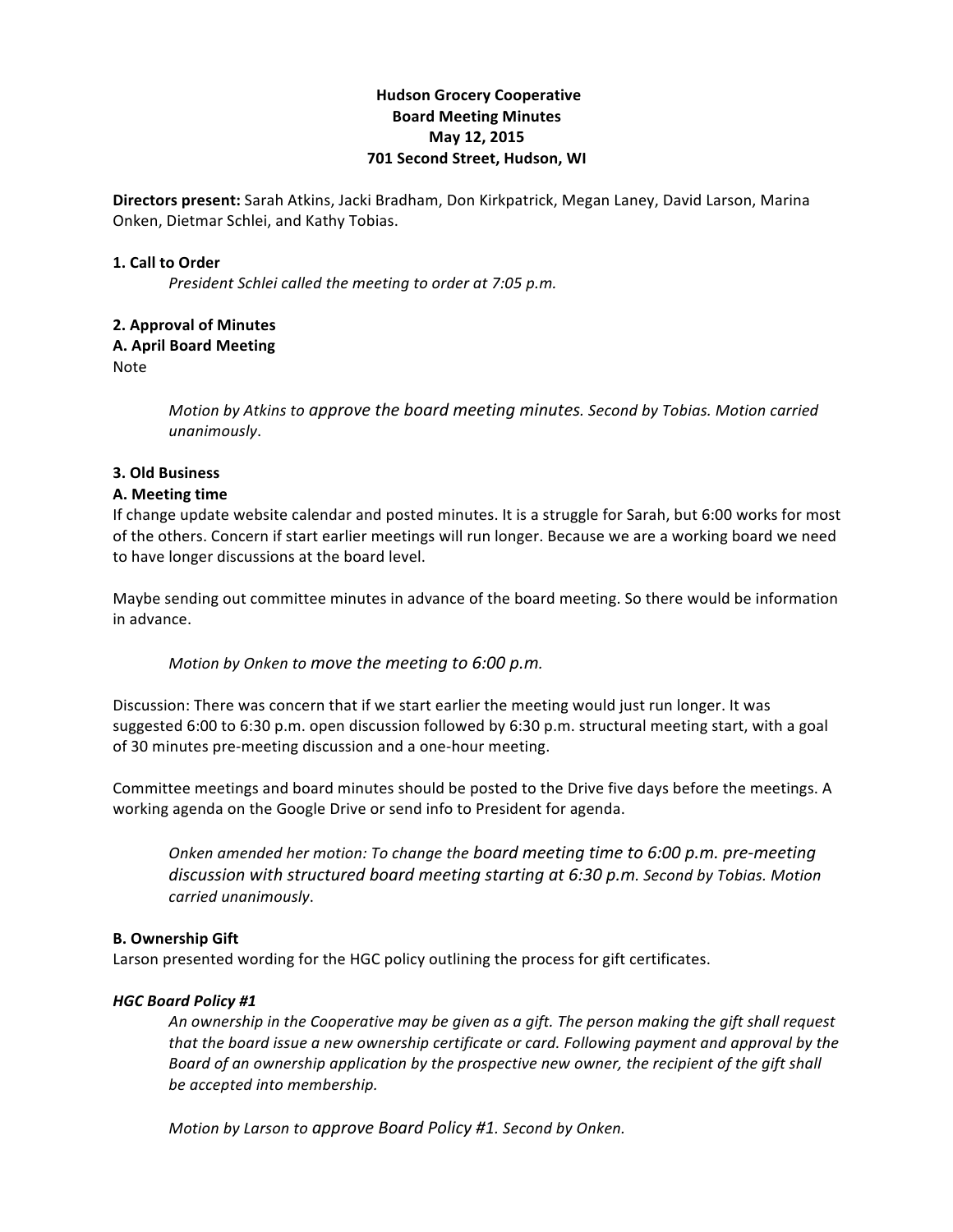**Hudson Grocery Cooperative**
**Board Meeting Minutes**
**May 12, 2015**
**701 Second Street, Hudson, WI**

**Directors present:** Sarah Atkins, Jacki Bradham, Don Kirkpatrick, Megan Laney, David Larson, Marina Onken, Dietmar Schlei, and Kathy Tobias.

**1. Call to Order**

*President Schlei called the meeting to order at 7:05 p.m.*

**2. Approval of Minutes**

**A. April Board Meeting**

Note

> *Motion by Atkins to approve the board meeting minutes. Second by Tobias. Motion carried unanimously.*

**3. Old Business**

**A. Meeting time**

If change update website calendar and posted minutes. It is a struggle for Sarah, but 6:00 works for most of the others. Concern if start earlier meetings will run longer. Because we are a working board we need to have longer discussions at the board level.

Maybe sending out committee minutes in advance of the board meeting. So there would be information in advance.

> *Motion by Onken to move the meeting to 6:00 p.m.*

Discussion: There was concern that if we start earlier the meeting would just run longer. It was suggested 6:00 to 6:30 p.m. open discussion followed by 6:30 p.m. structural meeting start, with a goal of 30 minutes pre-meeting discussion and a one-hour meeting.

Committee meetings and board minutes should be posted to the Drive five days before the meetings. A working agenda on the Google Drive or send info to President for agenda.

> *Onken amended her motion: To change the board meeting time to 6:00 p.m. pre-meeting discussion with structured board meeting starting at 6:30 p.m. Second by Tobias. Motion carried unanimously.*

**B. Ownership Gift**

Larson presented wording for the HGC policy outlining the process for gift certificates.

***HGC Board Policy #1***

> *An ownership in the Cooperative may be given as a gift. The person making the gift shall request that the board issue a new ownership certificate or card. Following payment and approval by the Board of an ownership application by the prospective new owner, the recipient of the gift shall be accepted into membership.*
>
> *Motion by Larson to approve Board Policy #1. Second by Onken.*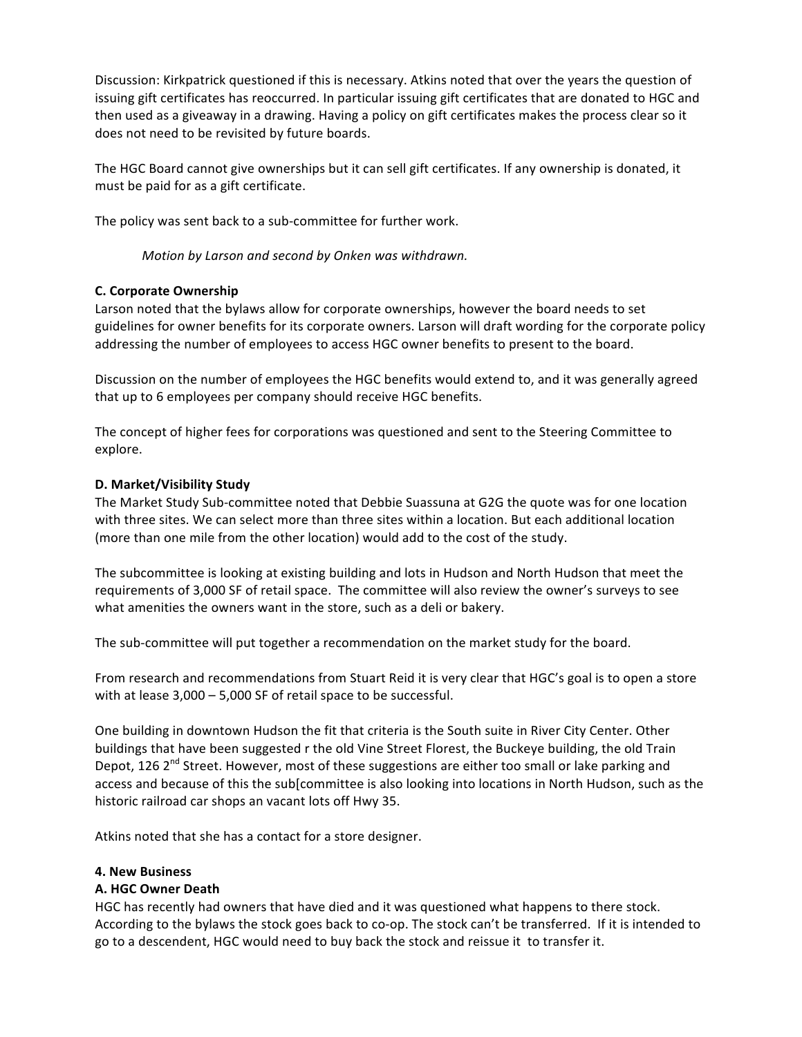Discussion: Kirkpatrick questioned if this is necessary. Atkins noted that over the years the question of issuing gift certificates has reoccurred. In particular issuing gift certificates that are donated to HGC and then used as a giveaway in a drawing. Having a policy on gift certificates makes the process clear so it does not need to be revisited by future boards.

The HGC Board cannot give ownerships but it can sell gift certificates. If any ownership is donated, it must be paid for as a gift certificate.

The policy was sent back to a sub-committee for further work.

*Motion by Larson and second by Onken was withdrawn.*

**C. Corporate Ownership**

Larson noted that the bylaws allow for corporate ownerships, however the board needs to set guidelines for owner benefits for its corporate owners. Larson will draft wording for the corporate policy addressing the number of employees to access HGC owner benefits to present to the board.

Discussion on the number of employees the HGC benefits would extend to, and it was generally agreed that up to 6 employees per company should receive HGC benefits.

The concept of higher fees for corporations was questioned and sent to the Steering Committee to explore.

**D. Market/Visibility Study**

The Market Study Sub-committee noted that Debbie Suassuna at G2G the quote was for one location with three sites. We can select more than three sites within a location. But each additional location (more than one mile from the other location) would add to the cost of the study.

The subcommittee is looking at existing building and lots in Hudson and North Hudson that meet the requirements of 3,000 SF of retail space. The committee will also review the owner's surveys to see what amenities the owners want in the store, such as a deli or bakery.

The sub-committee will put together a recommendation on the market study for the board.

From research and recommendations from Stuart Reid it is very clear that HGC's goal is to open a store with at lease 3,000 – 5,000 SF of retail space to be successful.

One building in downtown Hudson the fit that criteria is the South suite in River City Center. Other buildings that have been suggested r the old Vine Street Florest, the Buckeye building, the old Train Depot, 126 2nd Street. However, most of these suggestions are either too small or lake parking and access and because of this the sub[committee is also looking into locations in North Hudson, such as the historic railroad car shops an vacant lots off Hwy 35.

Atkins noted that she has a contact for a store designer.

**4. New Business**

**A. HGC Owner Death**

HGC has recently had owners that have died and it was questioned what happens to there stock. According to the bylaws the stock goes back to co-op. The stock can't be transferred. If it is intended to go to a descendent, HGC would need to buy back the stock and reissue it to transfer it.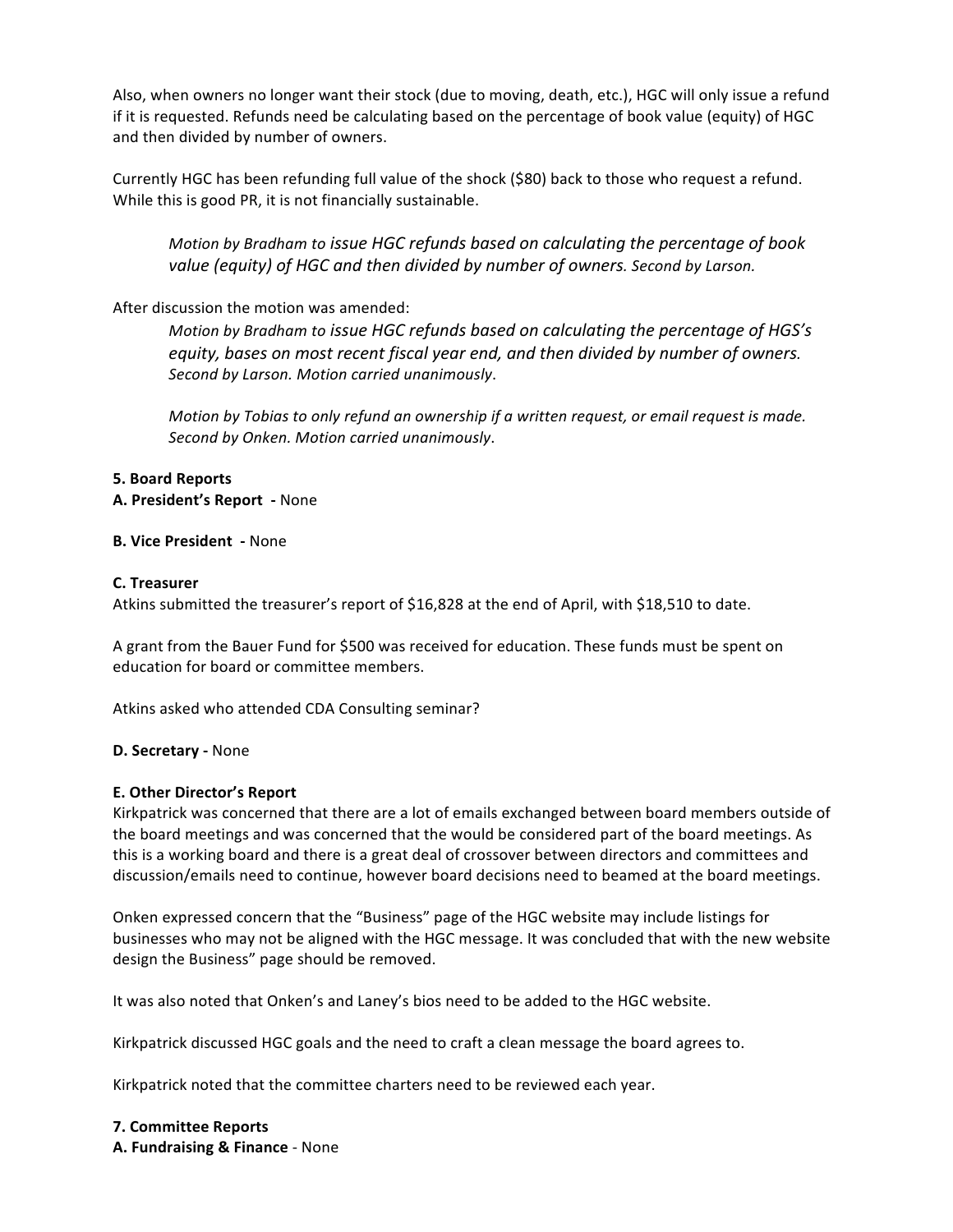Also, when owners no longer want their stock (due to moving, death, etc.), HGC will only issue a refund if it is requested. Refunds need be calculating based on the percentage of book value (equity) of HGC and then divided by number of owners.

Currently HGC has been refunding full value of the shock ($80) back to those who request a refund. While this is good PR, it is not financially sustainable.

> *Motion by Bradham to issue HGC refunds based on calculating the percentage of book value (equity) of HGC and then divided by number of owners. Second by Larson.*

After discussion the motion was amended:

> *Motion by Bradham to issue HGC refunds based on calculating the percentage of HGS's equity, bases on most recent fiscal year end, and then divided by number of owners. Second by Larson. Motion carried unanimously.*
>
> *Motion by Tobias to only refund an ownership if a written request, or email request is made. Second by Onken. Motion carried unanimously.*

**5. Board Reports**

**A. President's Report -** None

**B. Vice President -** None

**C. Treasurer**

Atkins submitted the treasurer's report of $16,828 at the end of April, with $18,510 to date.

A grant from the Bauer Fund for $500 was received for education. These funds must be spent on education for board or committee members.

Atkins asked who attended CDA Consulting seminar?

**D. Secretary -** None

**E. Other Director's Report**

Kirkpatrick was concerned that there are a lot of emails exchanged between board members outside of the board meetings and was concerned that the would be considered part of the board meetings. As this is a working board and there is a great deal of crossover between directors and committees and discussion/emails need to continue, however board decisions need to beamed at the board meetings.

Onken expressed concern that the "Business" page of the HGC website may include listings for businesses who may not be aligned with the HGC message. It was concluded that with the new website design the Business" page should be removed.

It was also noted that Onken's and Laney's bios need to be added to the HGC website.

Kirkpatrick discussed HGC goals and the need to craft a clean message the board agrees to.

Kirkpatrick noted that the committee charters need to be reviewed each year.

**7. Committee Reports**

**A. Fundraising & Finance** - None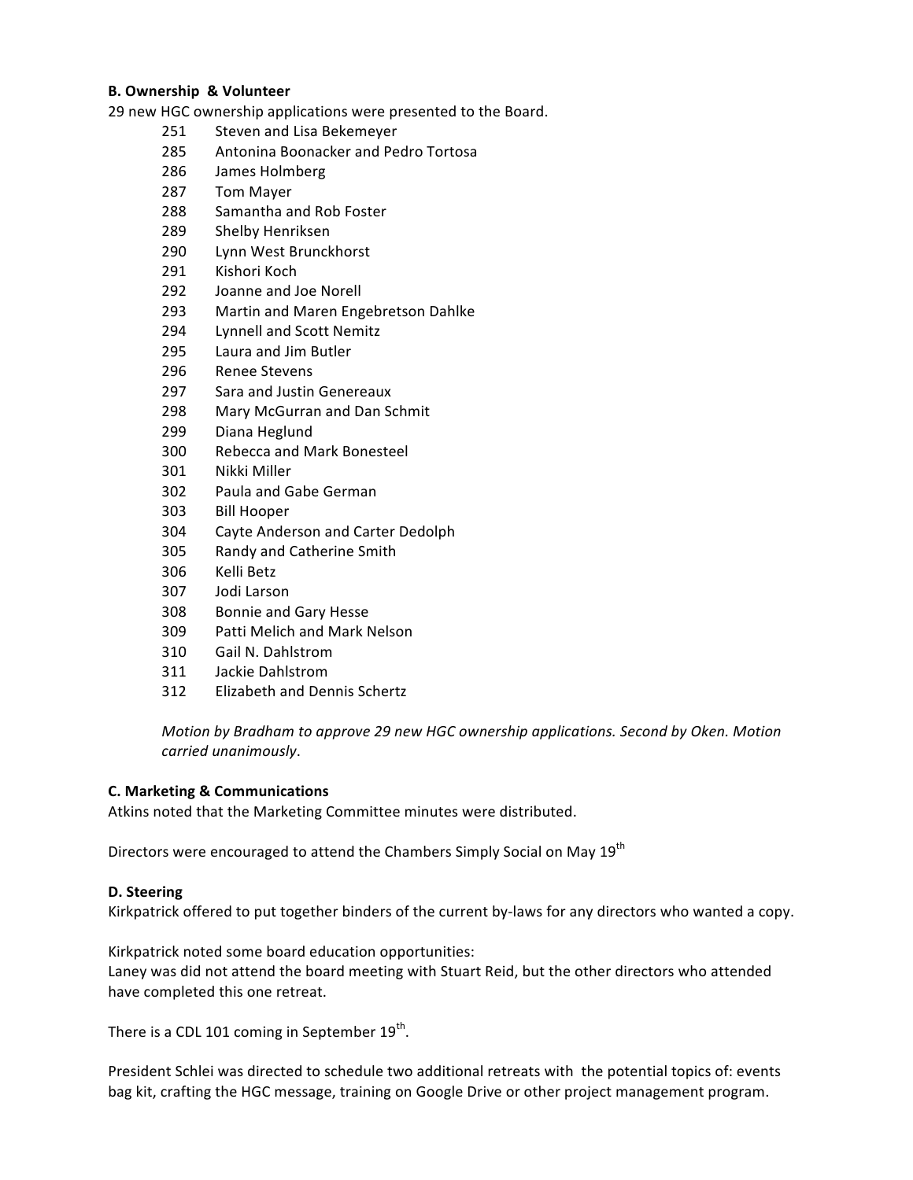**B. Ownership & Volunteer**

29 new HGC ownership applications were presented to the Board.

| | |
|---|---|
| 251 | Steven and Lisa Bekemeyer |
| 285 | Antonina Boonacker and Pedro Tortosa |
| 286 | James Holmberg |
| 287 | Tom Mayer |
| 288 | Samantha and Rob Foster |
| 289 | Shelby Henriksen |
| 290 | Lynn West Brunckhorst |
| 291 | Kishori Koch |
| 292 | Joanne and Joe Norell |
| 293 | Martin and Maren Engebretson Dahlke |
| 294 | Lynnell and Scott Nemitz |
| 295 | Laura and Jim Butler |
| 296 | Renee Stevens |
| 297 | Sara and Justin Genereaux |
| 298 | Mary McGurran and Dan Schmit |
| 299 | Diana Heglund |
| 300 | Rebecca and Mark Bonesteel |
| 301 | Nikki Miller |
| 302 | Paula and Gabe German |
| 303 | Bill Hooper |
| 304 | Cayte Anderson and Carter Dedolph |
| 305 | Randy and Catherine Smith |
| 306 | Kelli Betz |
| 307 | Jodi Larson |
| 308 | Bonnie and Gary Hesse |
| 309 | Patti Melich and Mark Nelson |
| 310 | Gail N. Dahlstrom |
| 311 | Jackie Dahlstrom |
| 312 | Elizabeth and Dennis Schertz |

*Motion by Bradham to approve 29 new HGC ownership applications. Second by Oken. Motion carried unanimously*.

**C. Marketing & Communications**

Atkins noted that the Marketing Committee minutes were distributed.

Directors were encouraged to attend the Chambers Simply Social on May 19th

**D. Steering**

Kirkpatrick offered to put together binders of the current by-laws for any directors who wanted a copy.

Kirkpatrick noted some board education opportunities:
Laney was did not attend the board meeting with Stuart Reid, but the other directors who attended have completed this one retreat.

There is a CDL 101 coming in September 19th.

President Schlei was directed to schedule two additional retreats with the potential topics of: events bag kit, crafting the HGC message, training on Google Drive or other project management program.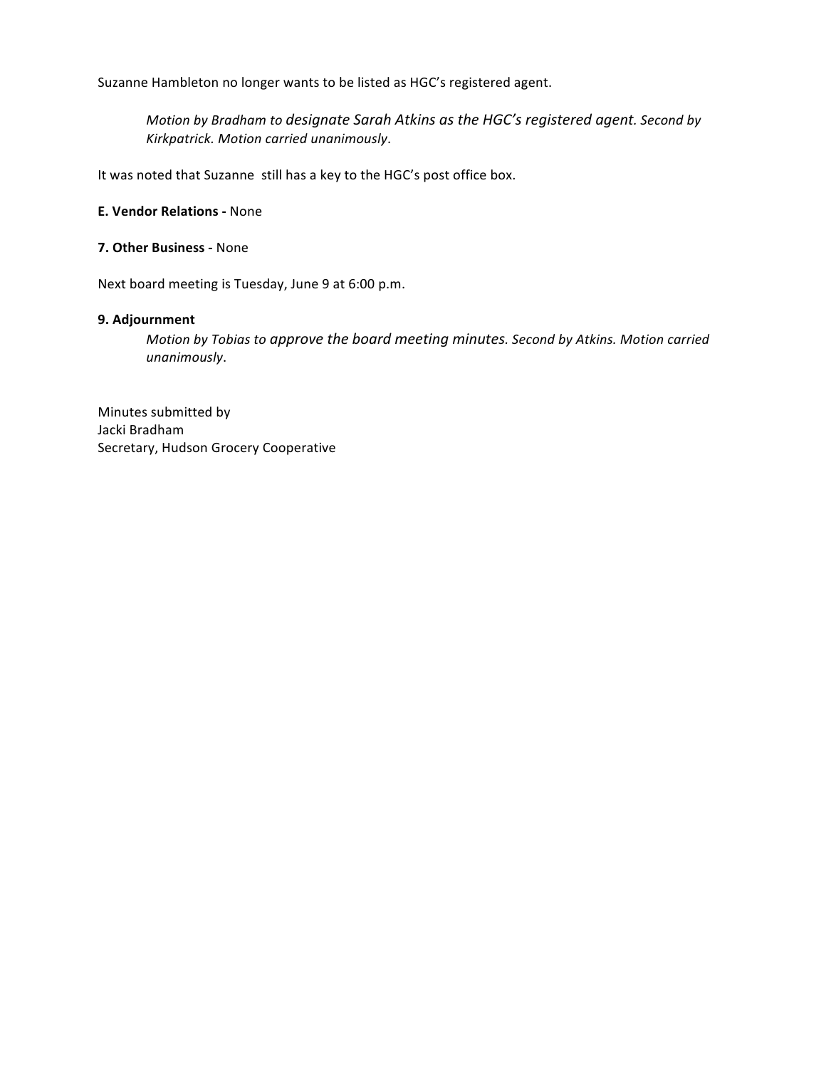Suzanne Hambleton no longer wants to be listed as HGC's registered agent.

> *Motion by Bradham to designate Sarah Atkins as the HGC's registered agent. Second by Kirkpatrick. Motion carried unanimously*.

It was noted that Suzanne still has a key to the HGC's post office box.

**E. Vendor Relations -** None

**7. Other Business -** None

Next board meeting is Tuesday, June 9 at 6:00 p.m.

**9. Adjournment**

> *Motion by Tobias to approve the board meeting minutes. Second by Atkins. Motion carried unanimously*.

Minutes submitted by
Jacki Bradham
Secretary, Hudson Grocery Cooperative